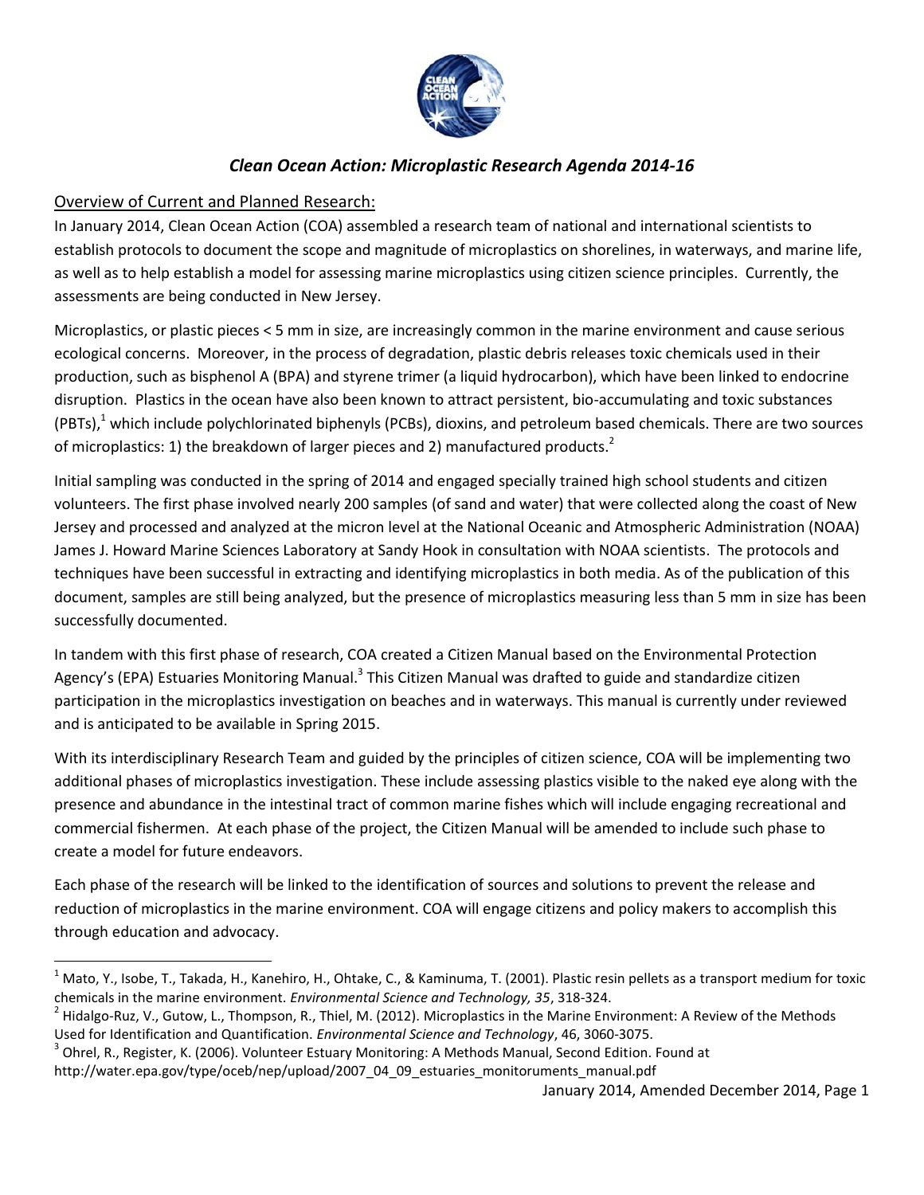# *Clean Ocean Action: Microplastic Research Agenda 2014-16*

## Overview of Current and Planned Research:

In January 2014, Clean Ocean Action (COA) assembled a research team of national and international scientists to establish protocols to document the scope and magnitude of microplastics on shorelines, in waterways, and marine life, as well as to help establish a model for assessing marine microplastics using citizen science principles. Currently, the assessments are being conducted in New Jersey.

Microplastics, or plastic pieces < 5 mm in size, are increasingly common in the marine environment and cause serious ecological concerns. Moreover, in the process of degradation, plastic debris releases toxic chemicals used in their production, such as bisphenol A (BPA) and styrene trimer (a liquid hydrocarbon), which have been linked to endocrine disruption. Plastics in the ocean have also been known to attract persistent, bio-accumulating and toxic substances (PBTs),[1] which include polychlorinated biphenyls (PCBs), dioxins, and petroleum based chemicals. There are two sources of microplastics: 1) the breakdown of larger pieces and 2) manufactured products.[2]

Initial sampling was conducted in the spring of 2014 and engaged specially trained high school students and citizen volunteers. The first phase involved nearly 200 samples (of sand and water) that were collected along the coast of New Jersey and processed and analyzed at the micron level at the National Oceanic and Atmospheric Administration (NOAA) James J. Howard Marine Sciences Laboratory at Sandy Hook in consultation with NOAA scientists. The protocols and techniques have been successful in extracting and identifying microplastics in both media. As of the publication of this document, samples are still being analyzed, but the presence of microplastics measuring less than 5 mm in size has been successfully documented.

In tandem with this first phase of research, COA created a Citizen Manual based on the Environmental Protection Agency's (EPA) Estuaries Monitoring Manual.[3] This Citizen Manual was drafted to guide and standardize citizen participation in the microplastics investigation on beaches and in waterways. This manual is currently under reviewed and is anticipated to be available in Spring 2015.

With its interdisciplinary Research Team and guided by the principles of citizen science, COA will be implementing two additional phases of microplastics investigation. These include assessing plastics visible to the naked eye along with the presence and abundance in the intestinal tract of common marine fishes which will include engaging recreational and commercial fishermen. At each phase of the project, the Citizen Manual will be amended to include such phase to create a model for future endeavors.

Each phase of the research will be linked to the identification of sources and solutions to prevent the release and reduction of microplastics in the marine environment. COA will engage citizens and policy makers to accomplish this through education and advocacy.

---

[1] Mato, Y., Isobe, T., Takada, H., Kanehiro, H., Ohtake, C., & Kaminuma, T. (2001). Plastic resin pellets as a transport medium for toxic chemicals in the marine environment. *Environmental Science and Technology, 35*, 318-324.

[2] Hidalgo-Ruz, V., Gutow, L., Thompson, R., Thiel, M. (2012). Microplastics in the Marine Environment: A Review of the Methods Used for Identification and Quantification. *Environmental Science and Technology*, 46, 3060-3075.

[3] Ohrel, R., Register, K. (2006). Volunteer Estuary Monitoring: A Methods Manual, Second Edition. Found at http://water.epa.gov/type/oceb/nep/upload/2007_04_09_estuaries_monitoruments_manual.pdf

January 2014, Amended December 2014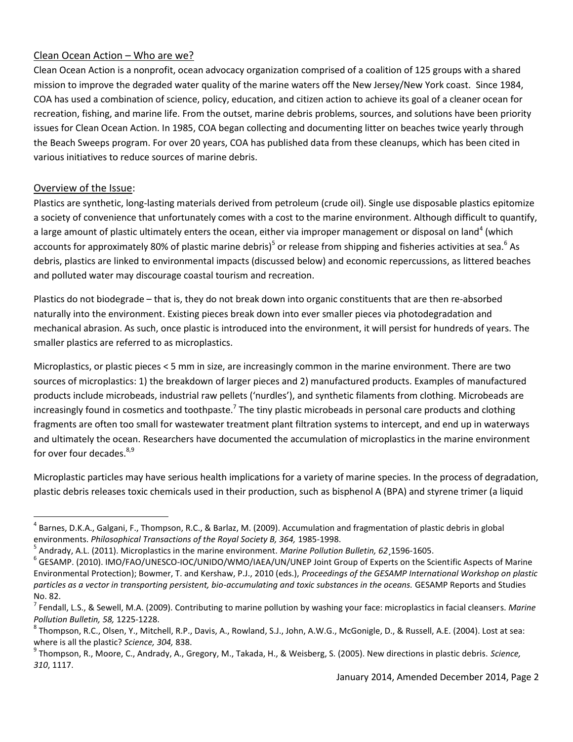## Clean Ocean Action – Who are we?

Clean Ocean Action is a nonprofit, ocean advocacy organization comprised of a coalition of 125 groups with a shared mission to improve the degraded water quality of the marine waters off the New Jersey/New York coast. Since 1984, COA has used a combination of science, policy, education, and citizen action to achieve its goal of a cleaner ocean for recreation, fishing, and marine life. From the outset, marine debris problems, sources, and solutions have been priority issues for Clean Ocean Action. In 1985, COA began collecting and documenting litter on beaches twice yearly through the Beach Sweeps program. For over 20 years, COA has published data from these cleanups, which has been cited in various initiatives to reduce sources of marine debris.

## Overview of the Issue:

Plastics are synthetic, long-lasting materials derived from petroleum (crude oil). Single use disposable plastics epitomize a society of convenience that unfortunately comes with a cost to the marine environment. Although difficult to quantify, a large amount of plastic ultimately enters the ocean, either via improper management or disposal on land[4] (which accounts for approximately 80% of plastic marine debris)[5] or release from shipping and fisheries activities at sea.[6] As debris, plastics are linked to environmental impacts (discussed below) and economic repercussions, as littered beaches and polluted water may discourage coastal tourism and recreation.

Plastics do not biodegrade – that is, they do not break down into organic constituents that are then re-absorbed naturally into the environment. Existing pieces break down into ever smaller pieces via photodegradation and mechanical abrasion. As such, once plastic is introduced into the environment, it will persist for hundreds of years. The smaller plastics are referred to as microplastics.

Microplastics, or plastic pieces < 5 mm in size, are increasingly common in the marine environment. There are two sources of microplastics: 1) the breakdown of larger pieces and 2) manufactured products. Examples of manufactured products include microbeads, industrial raw pellets ('nurdles'), and synthetic filaments from clothing. Microbeads are increasingly found in cosmetics and toothpaste.[7] The tiny plastic microbeads in personal care products and clothing fragments are often too small for wastewater treatment plant filtration systems to intercept, and end up in waterways and ultimately the ocean. Researchers have documented the accumulation of microplastics in the marine environment for over four decades.[8,9]

Microplastic particles may have serious health implications for a variety of marine species. In the process of degradation, plastic debris releases toxic chemicals used in their production, such as bisphenol A (BPA) and styrene trimer (a liquid

---

[4] Barnes, D.K.A., Galgani, F., Thompson, R.C., & Barlaz, M. (2009). Accumulation and fragmentation of plastic debris in global environments. *Philosophical Transactions of the Royal Society B, 364,* 1985-1998.

[5] Andrady, A.L. (2011). Microplastics in the marine environment. *Marine Pollution Bulletin, 62*¸1596-1605.

[6] GESAMP. (2010). IMO/FAO/UNESCO-IOC/UNIDO/WMO/IAEA/UN/UNEP Joint Group of Experts on the Scientific Aspects of Marine Environmental Protection); Bowmer, T. and Kershaw, P.J., 2010 (eds.), *Proceedings of the GESAMP International Workshop on plastic particles as a vector in transporting persistent, bio-accumulating and toxic substances in the oceans.* GESAMP Reports and Studies No. 82.

[7] Fendall, L.S., & Sewell, M.A. (2009). Contributing to marine pollution by washing your face: microplastics in facial cleansers. *Marine Pollution Bulletin, 58,* 1225-1228.

[8] Thompson, R.C., Olsen, Y., Mitchell, R.P., Davis, A., Rowland, S.J., John, A.W.G., McGonigle, D., & Russell, A.E. (2004). Lost at sea: where is all the plastic? *Science, 304,* 838.

[9] Thompson, R., Moore, C., Andrady, A., Gregory, M., Takada, H., & Weisberg, S. (2005). New directions in plastic debris. *Science, 310*, 1117.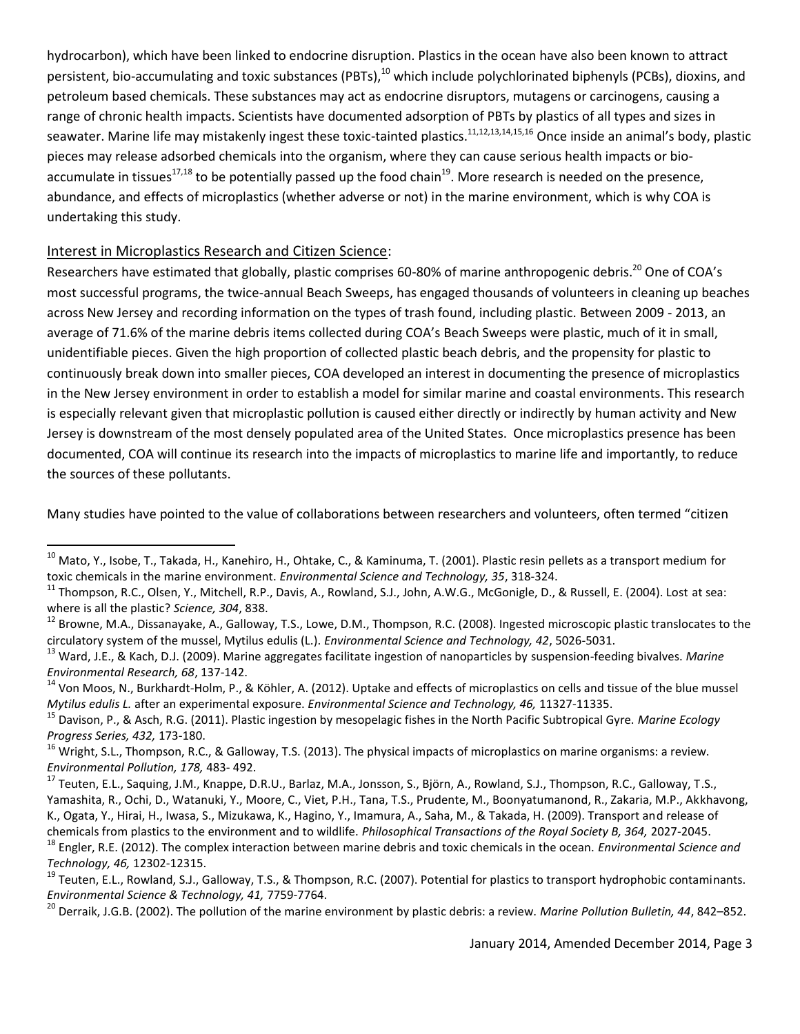hydrocarbon), which have been linked to endocrine disruption. Plastics in the ocean have also been known to attract persistent, bio-accumulating and toxic substances (PBTs),[10] which include polychlorinated biphenyls (PCBs), dioxins, and petroleum based chemicals. These substances may act as endocrine disruptors, mutagens or carcinogens, causing a range of chronic health impacts. Scientists have documented adsorption of PBTs by plastics of all types and sizes in seawater. Marine life may mistakenly ingest these toxic-tainted plastics.[11,12,13,14,15,16] Once inside an animal's body, plastic pieces may release adsorbed chemicals into the organism, where they can cause serious health impacts or bio-accumulate in tissues[17,18] to be potentially passed up the food chain[19]. More research is needed on the presence, abundance, and effects of microplastics (whether adverse or not) in the marine environment, which is why COA is undertaking this study.

## Interest in Microplastics Research and Citizen Science:

Researchers have estimated that globally, plastic comprises 60-80% of marine anthropogenic debris.[20] One of COA's most successful programs, the twice-annual Beach Sweeps, has engaged thousands of volunteers in cleaning up beaches across New Jersey and recording information on the types of trash found, including plastic. Between 2009 - 2013, an average of 71.6% of the marine debris items collected during COA's Beach Sweeps were plastic, much of it in small, unidentifiable pieces. Given the high proportion of collected plastic beach debris, and the propensity for plastic to continuously break down into smaller pieces, COA developed an interest in documenting the presence of microplastics in the New Jersey environment in order to establish a model for similar marine and coastal environments. This research is especially relevant given that microplastic pollution is caused either directly or indirectly by human activity and New Jersey is downstream of the most densely populated area of the United States. Once microplastics presence has been documented, COA will continue its research into the impacts of microplastics to marine life and importantly, to reduce the sources of these pollutants.

Many studies have pointed to the value of collaborations between researchers and volunteers, often termed "citizen

---

[10] Mato, Y., Isobe, T., Takada, H., Kanehiro, H., Ohtake, C., & Kaminuma, T. (2001). Plastic resin pellets as a transport medium for toxic chemicals in the marine environment. *Environmental Science and Technology, 35*, 318-324.

[11] Thompson, R.C., Olsen, Y., Mitchell, R.P., Davis, A., Rowland, S.J., John, A.W.G., McGonigle, D., & Russell, E. (2004). Lost at sea: where is all the plastic? *Science, 304*, 838.

[12] Browne, M.A., Dissanayake, A., Galloway, T.S., Lowe, D.M., Thompson, R.C. (2008). Ingested microscopic plastic translocates to the circulatory system of the mussel, Mytilus edulis (L.). *Environmental Science and Technology, 42*, 5026-5031.

[13] Ward, J.E., & Kach, D.J. (2009). Marine aggregates facilitate ingestion of nanoparticles by suspension-feeding bivalves. *Marine Environmental Research, 68*, 137-142.

[14] Von Moos, N., Burkhardt-Holm, P., & Köhler, A. (2012). Uptake and effects of microplastics on cells and tissue of the blue mussel *Mytilus edulis L.* after an experimental exposure. *Environmental Science and Technology, 46,* 11327-11335.

[15] Davison, P., & Asch, R.G. (2011). Plastic ingestion by mesopelagic fishes in the North Pacific Subtropical Gyre. *Marine Ecology Progress Series, 432,* 173-180.

[16] Wright, S.L., Thompson, R.C., & Galloway, T.S. (2013). The physical impacts of microplastics on marine organisms: a review. *Environmental Pollution, 178,* 483- 492.

[17] Teuten, E.L., Saquing, J.M., Knappe, D.R.U., Barlaz, M.A., Jonsson, S., Björn, A., Rowland, S.J., Thompson, R.C., Galloway, T.S., Yamashita, R., Ochi, D., Watanuki, Y., Moore, C., Viet, P.H., Tana, T.S., Prudente, M., Boonyatumanond, R., Zakaria, M.P., Akkhavong, K., Ogata, Y., Hirai, H., Iwasa, S., Mizukawa, K., Hagino, Y., Imamura, A., Saha, M., & Takada, H. (2009). Transport and release of chemicals from plastics to the environment and to wildlife. *Philosophical Transactions of the Royal Society B, 364,* 2027-2045.

[18] Engler, R.E. (2012). The complex interaction between marine debris and toxic chemicals in the ocean. *Environmental Science and Technology, 46,* 12302-12315.

[19] Teuten, E.L., Rowland, S.J., Galloway, T.S., & Thompson, R.C. (2007). Potential for plastics to transport hydrophobic contaminants. *Environmental Science & Technology, 41,* 7759-7764.

[20] Derraik, J.G.B. (2002). The pollution of the marine environment by plastic debris: a review. *Marine Pollution Bulletin, 44*, 842–852.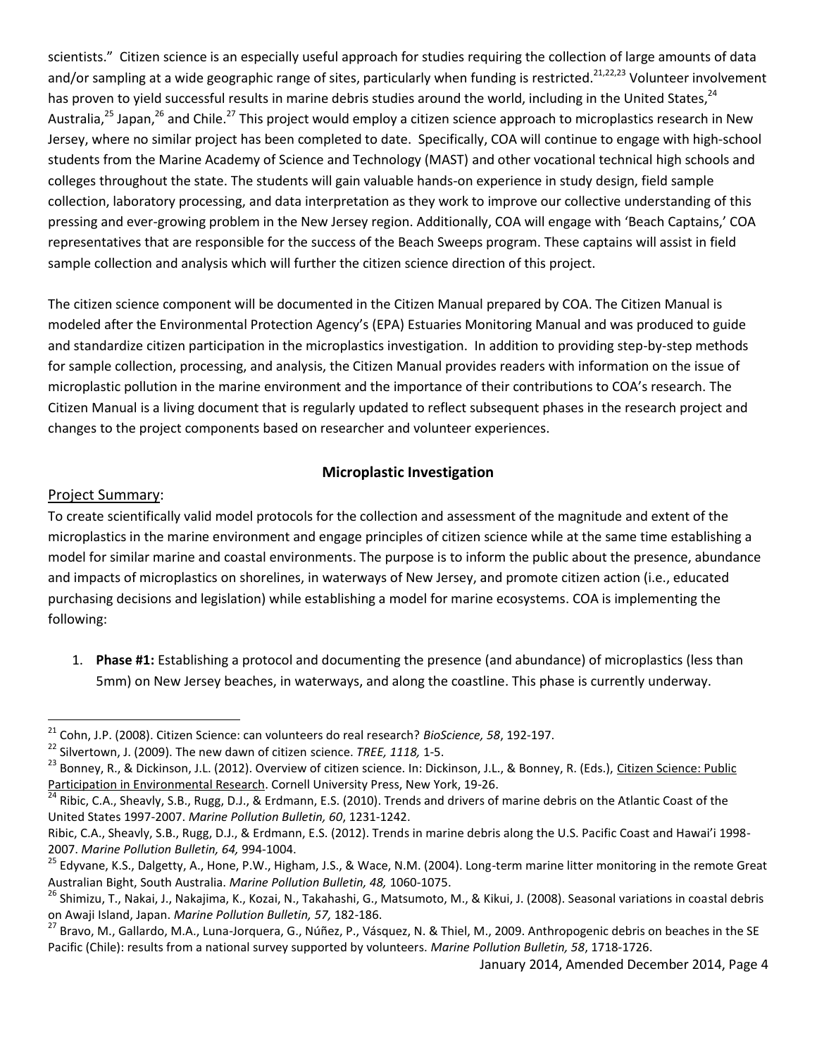scientists." Citizen science is an especially useful approach for studies requiring the collection of large amounts of data and/or sampling at a wide geographic range of sites, particularly when funding is restricted.[21,22,23] Volunteer involvement has proven to yield successful results in marine debris studies around the world, including in the United States,[24] Australia,[25] Japan,[26] and Chile.[27] This project would employ a citizen science approach to microplastics research in New Jersey, where no similar project has been completed to date. Specifically, COA will continue to engage with high-school students from the Marine Academy of Science and Technology (MAST) and other vocational technical high schools and colleges throughout the state. The students will gain valuable hands-on experience in study design, field sample collection, laboratory processing, and data interpretation as they work to improve our collective understanding of this pressing and ever-growing problem in the New Jersey region. Additionally, COA will engage with 'Beach Captains,' COA representatives that are responsible for the success of the Beach Sweeps program. These captains will assist in field sample collection and analysis which will further the citizen science direction of this project.

The citizen science component will be documented in the Citizen Manual prepared by COA. The Citizen Manual is modeled after the Environmental Protection Agency's (EPA) Estuaries Monitoring Manual and was produced to guide and standardize citizen participation in the microplastics investigation. In addition to providing step-by-step methods for sample collection, processing, and analysis, the Citizen Manual provides readers with information on the issue of microplastic pollution in the marine environment and the importance of their contributions to COA's research. The Citizen Manual is a living document that is regularly updated to reflect subsequent phases in the research project and changes to the project components based on researcher and volunteer experiences.

## Microplastic Investigation

Project Summary:

To create scientifically valid model protocols for the collection and assessment of the magnitude and extent of the microplastics in the marine environment and engage principles of citizen science while at the same time establishing a model for similar marine and coastal environments. The purpose is to inform the public about the presence, abundance and impacts of microplastics on shorelines, in waterways of New Jersey, and promote citizen action (i.e., educated purchasing decisions and legislation) while establishing a model for marine ecosystems. COA is implementing the following:

1. **Phase #1:** Establishing a protocol and documenting the presence (and abundance) of microplastics (less than 5mm) on New Jersey beaches, in waterways, and along the coastline. This phase is currently underway.

---

[21] Cohn, J.P. (2008). Citizen Science: can volunteers do real research? *BioScience, 58*, 192-197.

[22] Silvertown, J. (2009). The new dawn of citizen science. *TREE, 1118,* 1-5.

[23] Bonney, R., & Dickinson, J.L. (2012). Overview of citizen science. In: Dickinson, J.L., & Bonney, R. (Eds.), Citizen Science: Public Participation in Environmental Research. Cornell University Press, New York, 19-26.

[24] Ribic, C.A., Sheavly, S.B., Rugg, D.J., & Erdmann, E.S. (2010). Trends and drivers of marine debris on the Atlantic Coast of the United States 1997-2007. *Marine Pollution Bulletin, 60*, 1231-1242.

Ribic, C.A., Sheavly, S.B., Rugg, D.J., & Erdmann, E.S. (2012). Trends in marine debris along the U.S. Pacific Coast and Hawai'i 1998-2007. *Marine Pollution Bulletin, 64,* 994-1004.

[25] Edyvane, K.S., Dalgetty, A., Hone, P.W., Higham, J.S., & Wace, N.M. (2004). Long-term marine litter monitoring in the remote Great Australian Bight, South Australia. *Marine Pollution Bulletin, 48,* 1060-1075.

[26] Shimizu, T., Nakai, J., Nakajima, K., Kozai, N., Takahashi, G., Matsumoto, M., & Kikui, J. (2008). Seasonal variations in coastal debris on Awaji Island, Japan. *Marine Pollution Bulletin, 57,* 182-186.

[27] Bravo, M., Gallardo, M.A., Luna-Jorquera, G., Núñez, P., Vásquez, N. & Thiel, M., 2009. Anthropogenic debris on beaches in the SE Pacific (Chile): results from a national survey supported by volunteers. *Marine Pollution Bulletin, 58*, 1718-1726.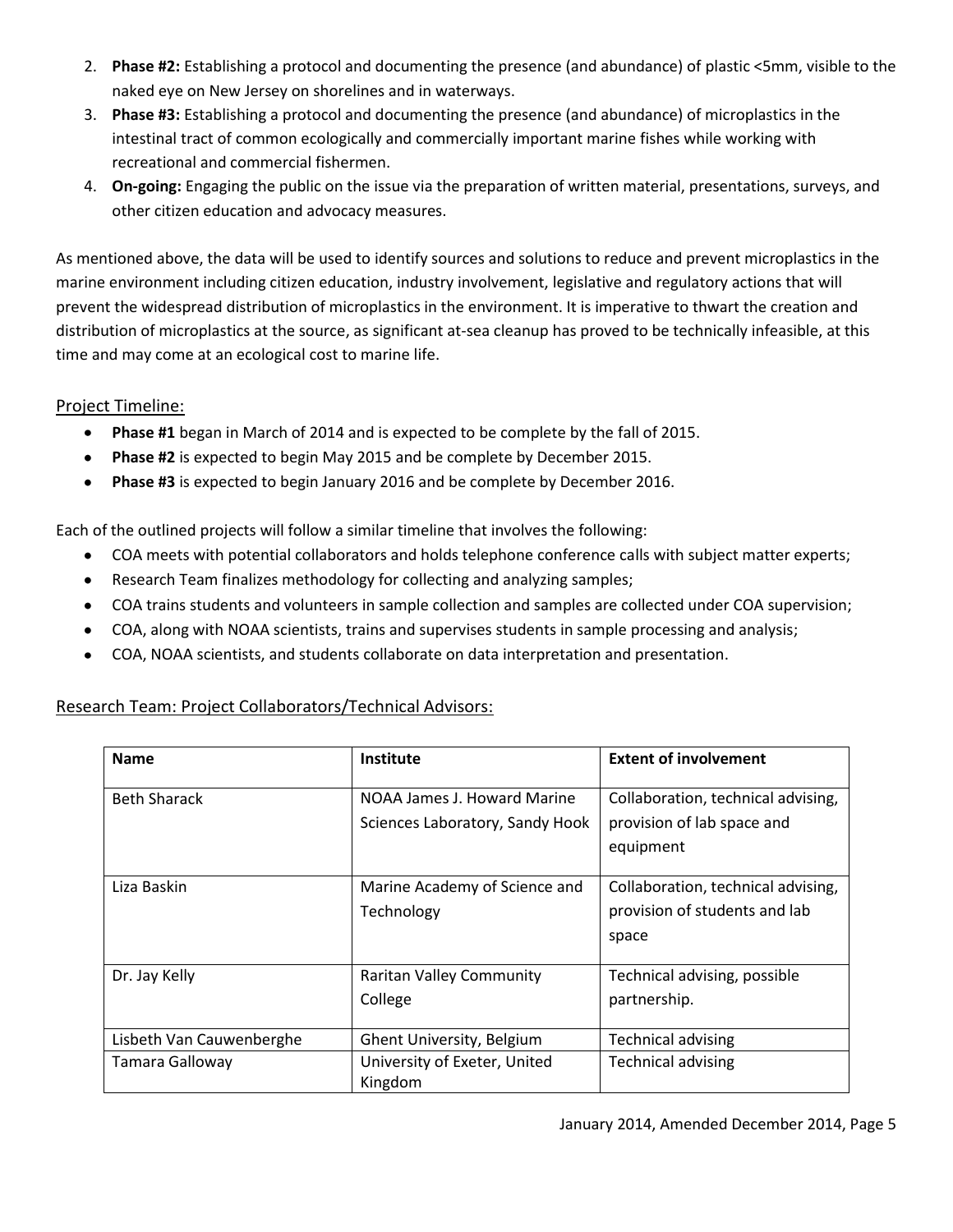2. **Phase #2:** Establishing a protocol and documenting the presence (and abundance) of plastic <5mm, visible to the naked eye on New Jersey on shorelines and in waterways.
3. **Phase #3:** Establishing a protocol and documenting the presence (and abundance) of microplastics in the intestinal tract of common ecologically and commercially important marine fishes while working with recreational and commercial fishermen.
4. **On-going:** Engaging the public on the issue via the preparation of written material, presentations, surveys, and other citizen education and advocacy measures.

As mentioned above, the data will be used to identify sources and solutions to reduce and prevent microplastics in the marine environment including citizen education, industry involvement, legislative and regulatory actions that will prevent the widespread distribution of microplastics in the environment. It is imperative to thwart the creation and distribution of microplastics at the source, as significant at-sea cleanup has proved to be technically infeasible, at this time and may come at an ecological cost to marine life.

## Project Timeline:

- **Phase #1** began in March of 2014 and is expected to be complete by the fall of 2015.
- **Phase #2** is expected to begin May 2015 and be complete by December 2015.
- **Phase #3** is expected to begin January 2016 and be complete by December 2016.

Each of the outlined projects will follow a similar timeline that involves the following:

- COA meets with potential collaborators and holds telephone conference calls with subject matter experts;
- Research Team finalizes methodology for collecting and analyzing samples;
- COA trains students and volunteers in sample collection and samples are collected under COA supervision;
- COA, along with NOAA scientists, trains and supervises students in sample processing and analysis;
- COA, NOAA scientists, and students collaborate on data interpretation and presentation.

## Research Team: Project Collaborators/Technical Advisors:

| **Name** | **Institute** | **Extent of involvement** |
| --- | --- | --- |
| Beth Sharack | NOAA James J. Howard Marine Sciences Laboratory, Sandy Hook | Collaboration, technical advising, provision of lab space and equipment |
| Liza Baskin | Marine Academy of Science and Technology | Collaboration, technical advising, provision of students and lab space |
| Dr. Jay Kelly | Raritan Valley Community College | Technical advising, possible partnership. |
| Lisbeth Van Cauwenberghe | Ghent University, Belgium | Technical advising |
| Tamara Galloway | University of Exeter, United Kingdom | Technical advising |

January 2014, Amended December 2014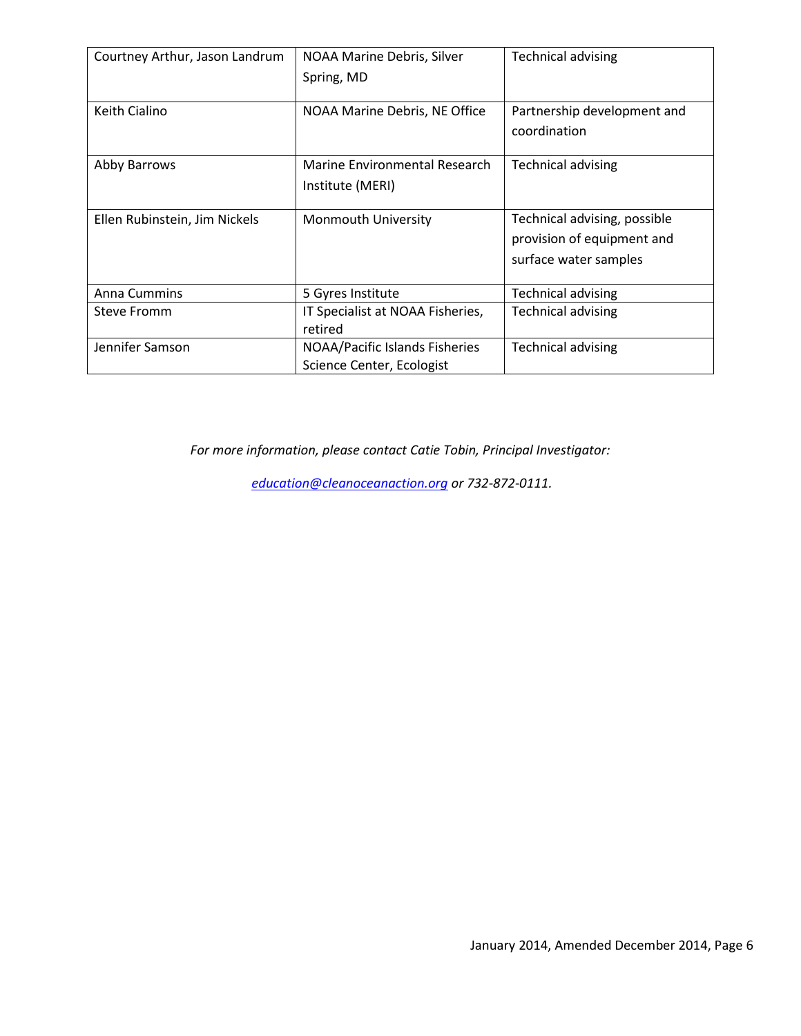| | | |
|---|---|---|
| Courtney Arthur, Jason Landrum | NOAA Marine Debris, Silver Spring, MD | Technical advising |
| Keith Cialino | NOAA Marine Debris, NE Office | Partnership development and coordination |
| Abby Barrows | Marine Environmental Research Institute (MERI) | Technical advising |
| Ellen Rubinstein, Jim Nickels | Monmouth University | Technical advising, possible provision of equipment and surface water samples |
| Anna Cummins | 5 Gyres Institute | Technical advising |
| Steve Fromm | IT Specialist at NOAA Fisheries, retired | Technical advising |
| Jennifer Samson | NOAA/Pacific Islands Fisheries Science Center, Ecologist | Technical advising |

*For more information, please contact Catie Tobin, Principal Investigator:*

*education@cleanoceanaction.org or 732-872-0111.*